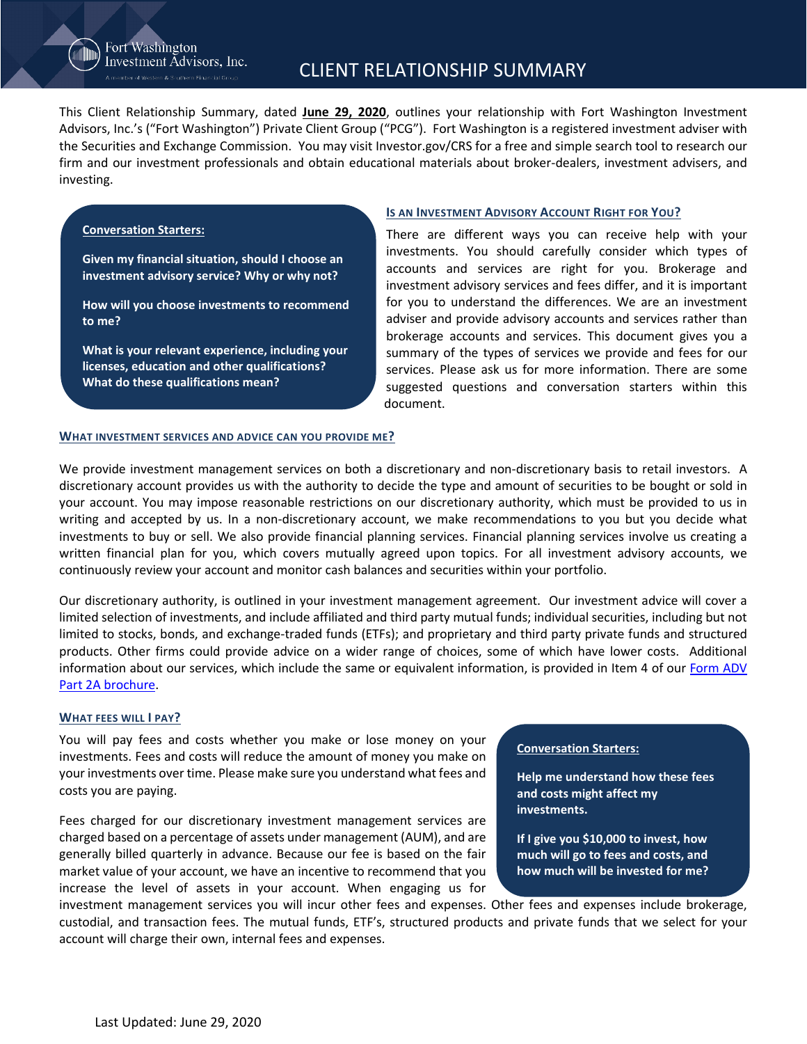# CLIENT RELATIONSHIP SUMMARY

This Client Relationship Summary, dated **June 29, 2020**, outlines your relationship with Fort Washington Investment Advisors, Inc.'s ("Fort Washington") Private Client Group ("PCG"). Fort Washington is a registered investment adviser with the Securities and Exchange Commission. You may visit Investor.gov/CRS for a free and simple search tool to research our firm and our investment professionals and obtain educational materials about broker-dealers, investment advisers, and investing.

## Is an Investment Advisory Account Right for You?

There are different ways you can receive help with your investments. You should carefully consider which types of accounts and services are right for you. Brokerage and investment advisory services and fees differ, and it is important for you to understand the differences. We are an investment adviser and provide advisory accounts and services rather than brokerage accounts and services. This document gives you a summary of the types of services we provide and fees for our services. Please ask us for more information. There are some suggested questions and conversation starters within this document.

> **Conversation Starters:**
>
> **Given my financial situation, should I choose an investment advisory service? Why or why not?**
>
> **How will you choose investments to recommend to me?**
>
> **What is your relevant experience, including your licenses, education and other qualifications? What do these qualifications mean?**

## What Investment Services and Advice Can You Provide Me?

We provide investment management services on both a discretionary and non-discretionary basis to retail investors. A discretionary account provides us with the authority to decide the type and amount of securities to be bought or sold in your account. You may impose reasonable restrictions on our discretionary authority, which must be provided to us in writing and accepted by us. In a non-discretionary account, we make recommendations to you but you decide what investments to buy or sell. We also provide financial planning services. Financial planning services involve us creating a written financial plan for you, which covers mutually agreed upon topics. For all investment advisory accounts, we continuously review your account and monitor cash balances and securities within your portfolio.

Our discretionary authority, is outlined in your investment management agreement. Our investment advice will cover a limited selection of investments, and include affiliated and third party mutual funds; individual securities, including but not limited to stocks, bonds, and exchange-traded funds (ETFs); and proprietary and third party private funds and structured products. Other firms could provide advice on a wider range of choices, some of which have lower costs. Additional information about our services, which include the same or equivalent information, is provided in Item 4 of our Form ADV Part 2A brochure.

## What Fees Will I Pay?

You will pay fees and costs whether you make or lose money on your investments. Fees and costs will reduce the amount of money you make on your investments over time. Please make sure you understand what fees and costs you are paying.

> **Conversation Starters:**
>
> **Help me understand how these fees and costs might affect my investments.**
>
> **If I give you $10,000 to invest, how much will go to fees and costs, and how much will be invested for me?**

Fees charged for our discretionary investment management services are charged based on a percentage of assets under management (AUM), and are generally billed quarterly in advance. Because our fee is based on the fair market value of your account, we have an incentive to recommend that you increase the level of assets in your account. When engaging us for investment management services you will incur other fees and expenses. Other fees and expenses include brokerage, custodial, and transaction fees. The mutual funds, ETF's, structured products and private funds that we select for your account will charge their own, internal fees and expenses.

Last Updated: June 29, 2020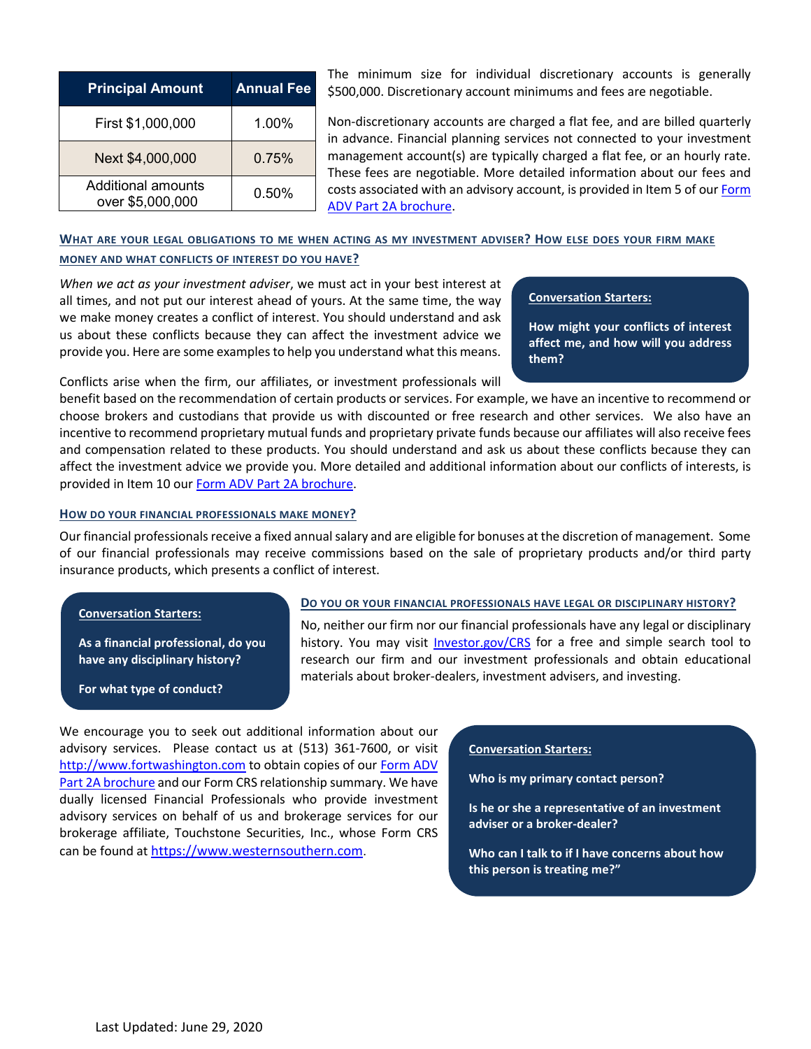| Principal Amount | Annual Fee |
| --- | --- |
| First $1,000,000 | 1.00% |
| Next $4,000,000 | 0.75% |
| Additional amounts over $5,000,000 | 0.50% |

The minimum size for individual discretionary accounts is generally $500,000. Discretionary account minimums and fees are negotiable.

Non-discretionary accounts are charged a flat fee, and are billed quarterly in advance. Financial planning services not connected to your investment management account(s) are typically charged a flat fee, or an hourly rate. These fees are negotiable. More detailed information about our fees and costs associated with an advisory account, is provided in Item 5 of our Form ADV Part 2A brochure.

## What are your legal obligations to me when acting as my investment adviser? How else does your firm make money and what conflicts of interest do you have?

*When we act as your investment adviser*, we must act in your best interest at all times, and not put our interest ahead of yours. At the same time, the way we make money creates a conflict of interest. You should understand and ask us about these conflicts because they can affect the investment advice we provide you. Here are some examples to help you understand what this means.

> **Conversation Starters:**
>
> **How might your conflicts of interest affect me, and how will you address them?**

Conflicts arise when the firm, our affiliates, or investment professionals will benefit based on the recommendation of certain products or services. For example, we have an incentive to recommend or choose brokers and custodians that provide us with discounted or free research and other services. We also have an incentive to recommend proprietary mutual funds and proprietary private funds because our affiliates will also receive fees and compensation related to these products. You should understand and ask us about these conflicts because they can affect the investment advice we provide you. More detailed and additional information about our conflicts of interests, is provided in Item 10 our Form ADV Part 2A brochure.

## How do your financial professionals make money?

Our financial professionals receive a fixed annual salary and are eligible for bonuses at the discretion of management. Some of our financial professionals may receive commissions based on the sale of proprietary products and/or third party insurance products, which presents a conflict of interest.

> **Conversation Starters:**
>
> **As a financial professional, do you have any disciplinary history?**
>
> **For what type of conduct?**

## Do you or your financial professionals have legal or disciplinary history?

No, neither our firm nor our financial professionals have any legal or disciplinary history. You may visit Investor.gov/CRS for a free and simple search tool to research our firm and our investment professionals and obtain educational materials about broker-dealers, investment advisers, and investing.

We encourage you to seek out additional information about our advisory services. Please contact us at (513) 361-7600, or visit http://www.fortwashington.com to obtain copies of our Form ADV Part 2A brochure and our Form CRS relationship summary. We have dually licensed Financial Professionals who provide investment advisory services on behalf of us and brokerage services for our brokerage affiliate, Touchstone Securities, Inc., whose Form CRS can be found at https://www.westernsouthern.com.

> **Conversation Starters:**
>
> **Who is my primary contact person?**
>
> **Is he or she a representative of an investment adviser or a broker-dealer?**
>
> **Who can I talk to if I have concerns about how this person is treating me?"**

Last Updated: June 29, 2020